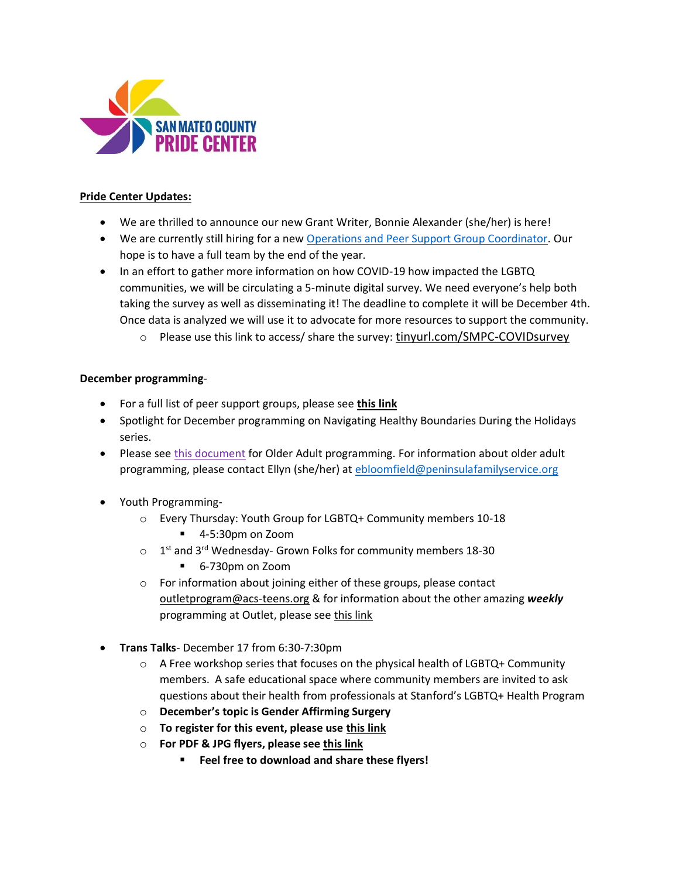SAN MATEO COUNTY PRIDE CENTER

**Pride Center Updates:**

- We are thrilled to announce our new Grant Writer, Bonnie Alexander (she/her) is here!
- We are currently still hiring for a new Operations and Peer Support Group Coordinator. Our hope is to have a full team by the end of the year.
- In an effort to gather more information on how COVID-19 how impacted the LGBTQ communities, we will be circulating a 5-minute digital survey. We need everyone's help both taking the survey as well as disseminating it! The deadline to complete it will be December 4th. Once data is analyzed we will use it to advocate for more resources to support the community.
  - Please use this link to access/ share the survey: tinyurl.com/SMPC-COVIDsurvey

**December programming**-

- For a full list of peer support groups, please see **this link**
- Spotlight for December programming on Navigating Healthy Boundaries During the Holidays series.
- Please see this document for Older Adult programming. For information about older adult programming, please contact Ellyn (she/her) at ebloomfield@peninsulafamilyservice.org

- Youth Programming-
  - Every Thursday: Youth Group for LGBTQ+ Community members 10-18
    - 4-5:30pm on Zoom
  - 1st and 3rd Wednesday- Grown Folks for community members 18-30
    - 6-730pm on Zoom
  - For information about joining either of these groups, please contact outletprogram@acs-teens.org & for information about the other amazing ***weekly*** programming at Outlet, please see this link

- **Trans Talks**- December 17 from 6:30-7:30pm
  - A Free workshop series that focuses on the physical health of LGBTQ+ Community members. A safe educational space where community members are invited to ask questions about their health from professionals at Stanford's LGBTQ+ Health Program
  - **December's topic is Gender Affirming Surgery**
  - **To register for this event, please use this link**
  - **For PDF & JPG flyers, please see this link**
    - **Feel free to download and share these flyers!**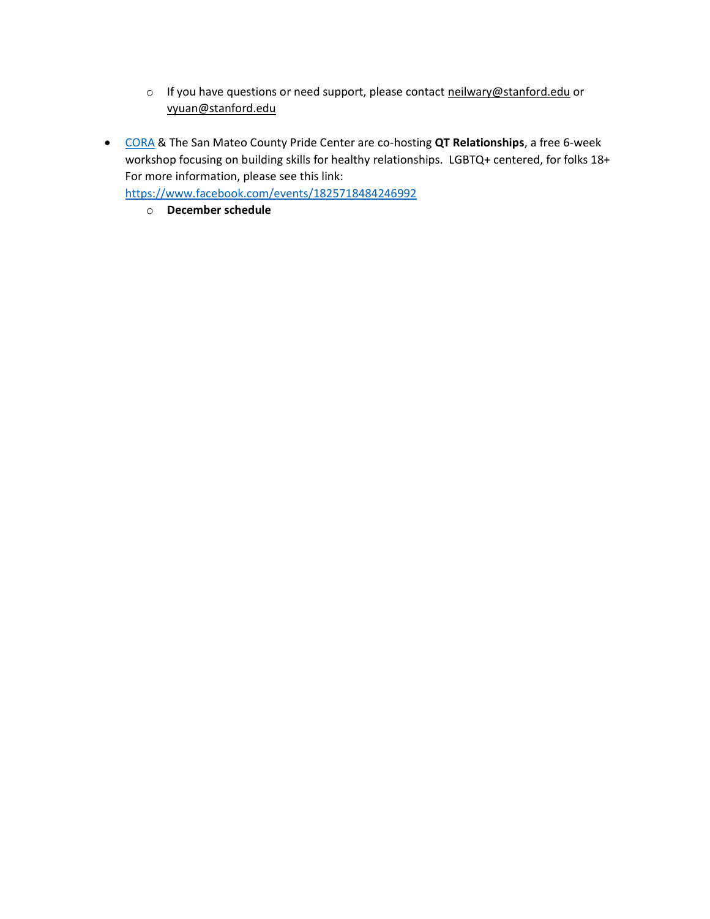- If you have questions or need support, please contact neilwary@stanford.edu or vyuan@stanford.edu

- [CORA](CORA) & The San Mateo County Pride Center are co-hosting **QT Relationships**, a free 6-week workshop focusing on building skills for healthy relationships. LGBTQ+ centered, for folks 18+ For more information, please see this link: https://www.facebook.com/events/1825718484246992
  - **December schedule**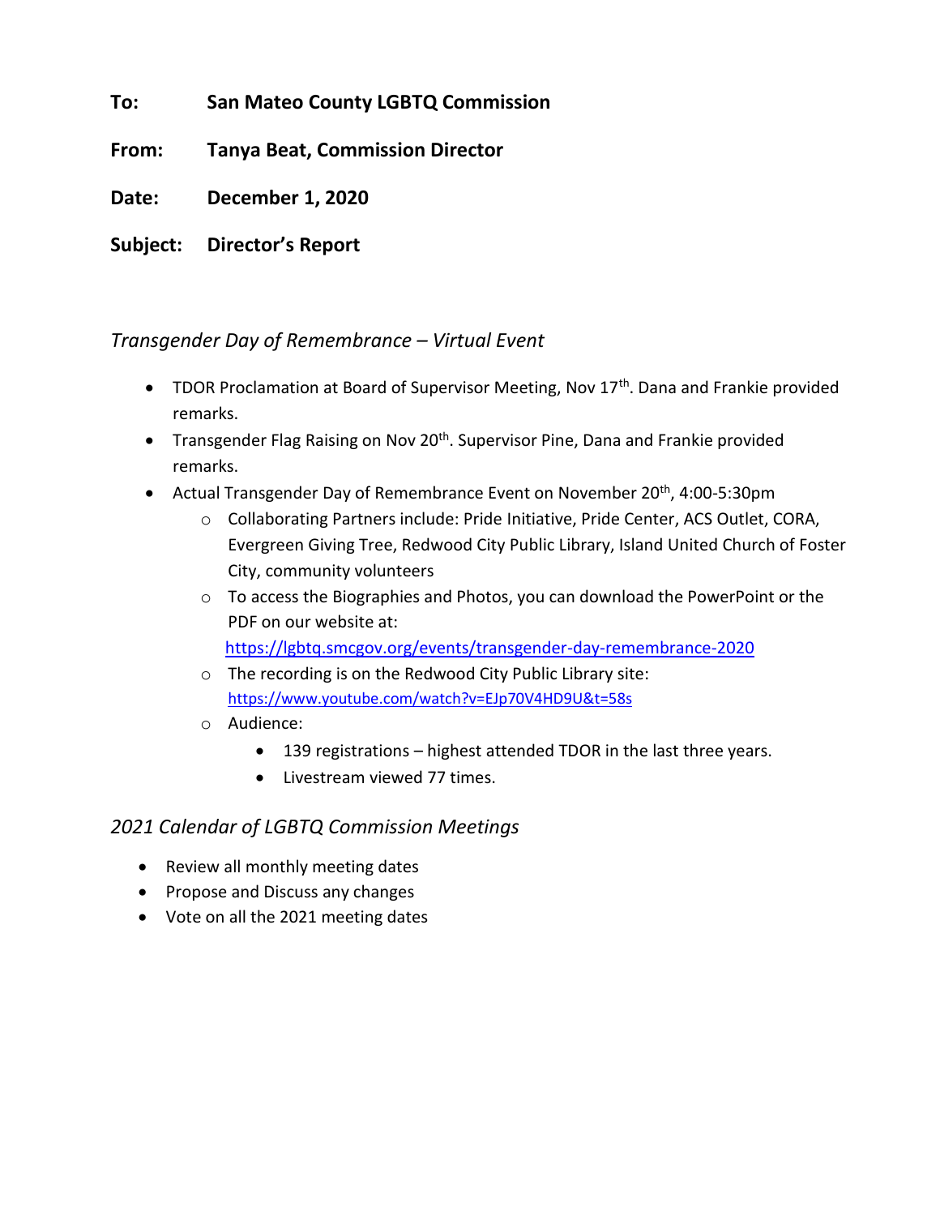**To:** San Mateo County LGBTQ Commission

**From:** Tanya Beat, Commission Director

**Date:** December 1, 2020

**Subject:** Director's Report

### *Transgender Day of Remembrance – Virtual Event*

- TDOR Proclamation at Board of Supervisor Meeting, Nov 17th. Dana and Frankie provided remarks.
- Transgender Flag Raising on Nov 20th. Supervisor Pine, Dana and Frankie provided remarks.
- Actual Transgender Day of Remembrance Event on November 20th, 4:00-5:30pm
  - Collaborating Partners include: Pride Initiative, Pride Center, ACS Outlet, CORA, Evergreen Giving Tree, Redwood City Public Library, Island United Church of Foster City, community volunteers
  - To access the Biographies and Photos, you can download the PowerPoint or the PDF on our website at: https://lgbtq.smcgov.org/events/transgender-day-remembrance-2020
  - The recording is on the Redwood City Public Library site: https://www.youtube.com/watch?v=EJp70V4HD9U&t=58s
  - Audience:
    - 139 registrations – highest attended TDOR in the last three years.
    - Livestream viewed 77 times.

### *2021 Calendar of LGBTQ Commission Meetings*

- Review all monthly meeting dates
- Propose and Discuss any changes
- Vote on all the 2021 meeting dates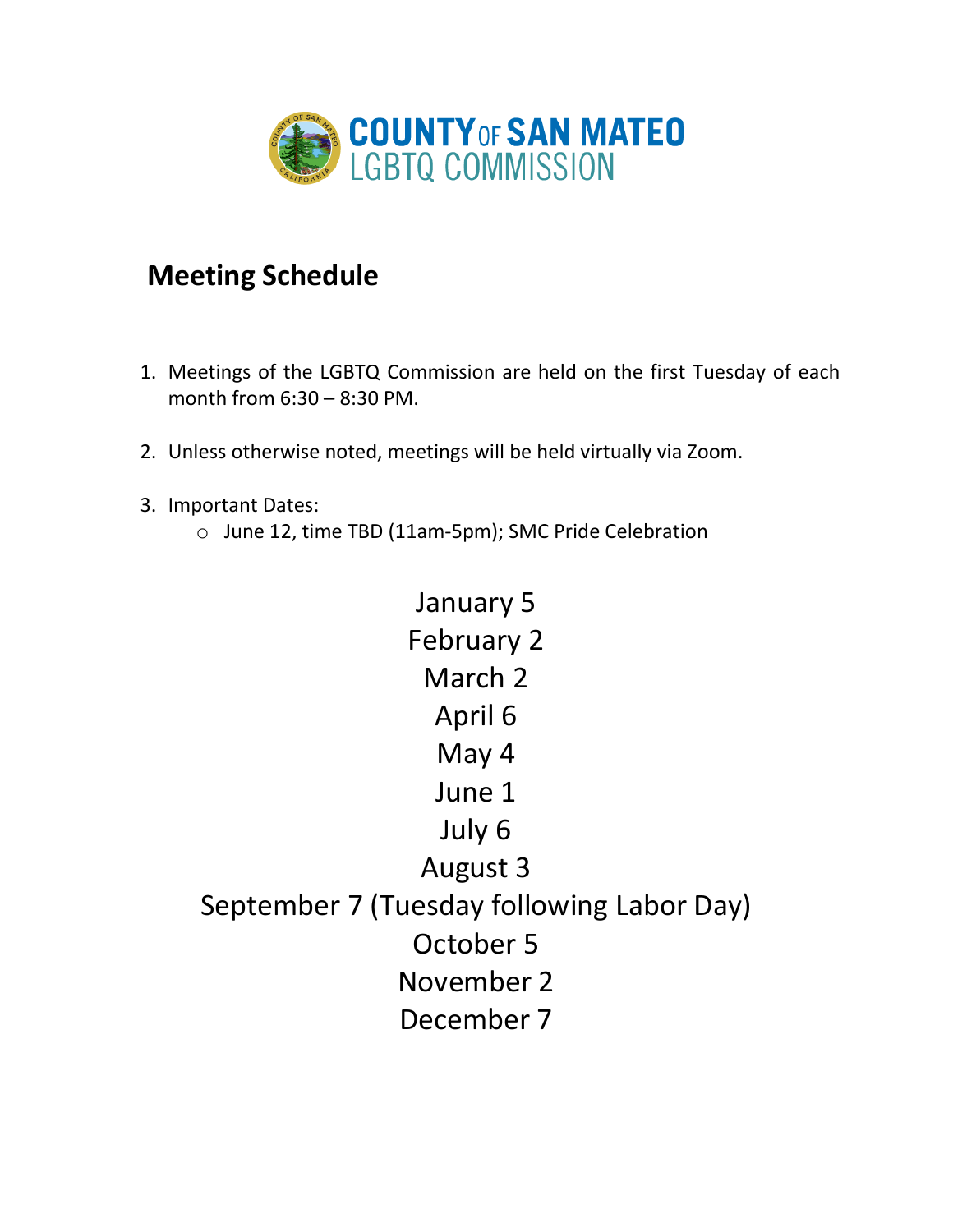**COUNTY OF SAN MATEO**
LGBTQ COMMISSION

## Meeting Schedule

1. Meetings of the LGBTQ Commission are held on the first Tuesday of each month from 6:30 – 8:30 PM.

2. Unless otherwise noted, meetings will be held virtually via Zoom.

3. Important Dates:
   - June 12, time TBD (11am-5pm); SMC Pride Celebration

January 5
February 2
March 2
April 6
May 4
June 1
July 6
August 3
September 7 (Tuesday following Labor Day)
October 5
November 2
December 7